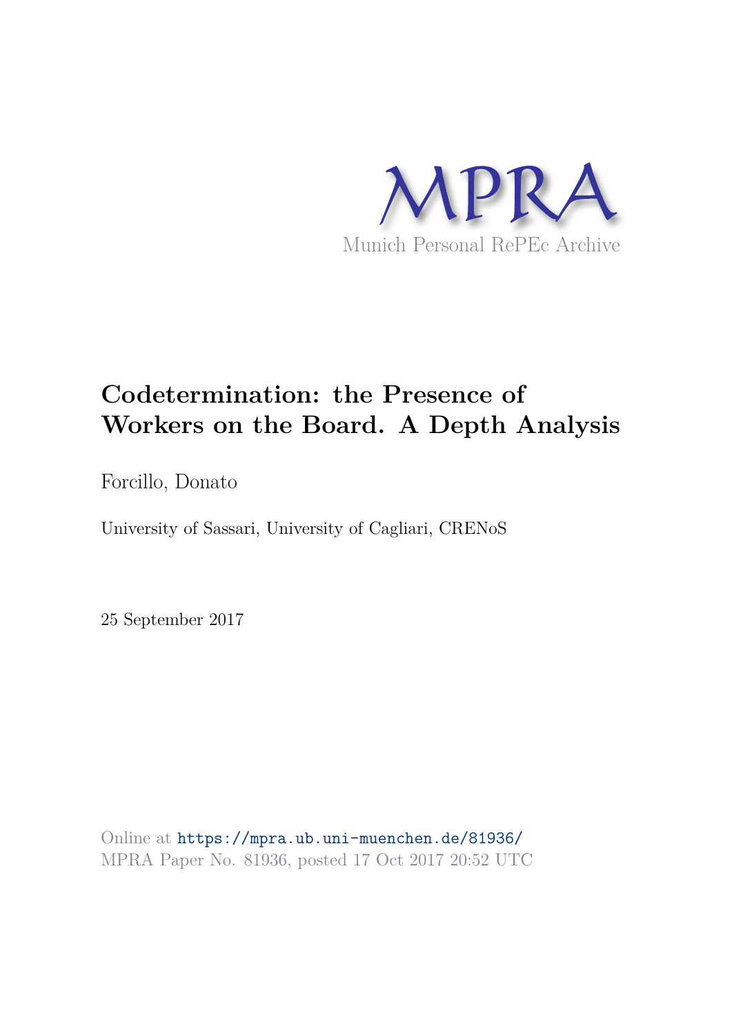MPRA

Munich Personal RePEc Archive

# Codetermination: the Presence of Workers on the Board. A Depth Analysis

Forcillo, Donato

University of Sassari, University of Cagliari, CRENoS

25 September 2017

Online at https://mpra.ub.uni-muenchen.de/81936/
MPRA Paper No. 81936, posted 17 Oct 2017 20:52 UTC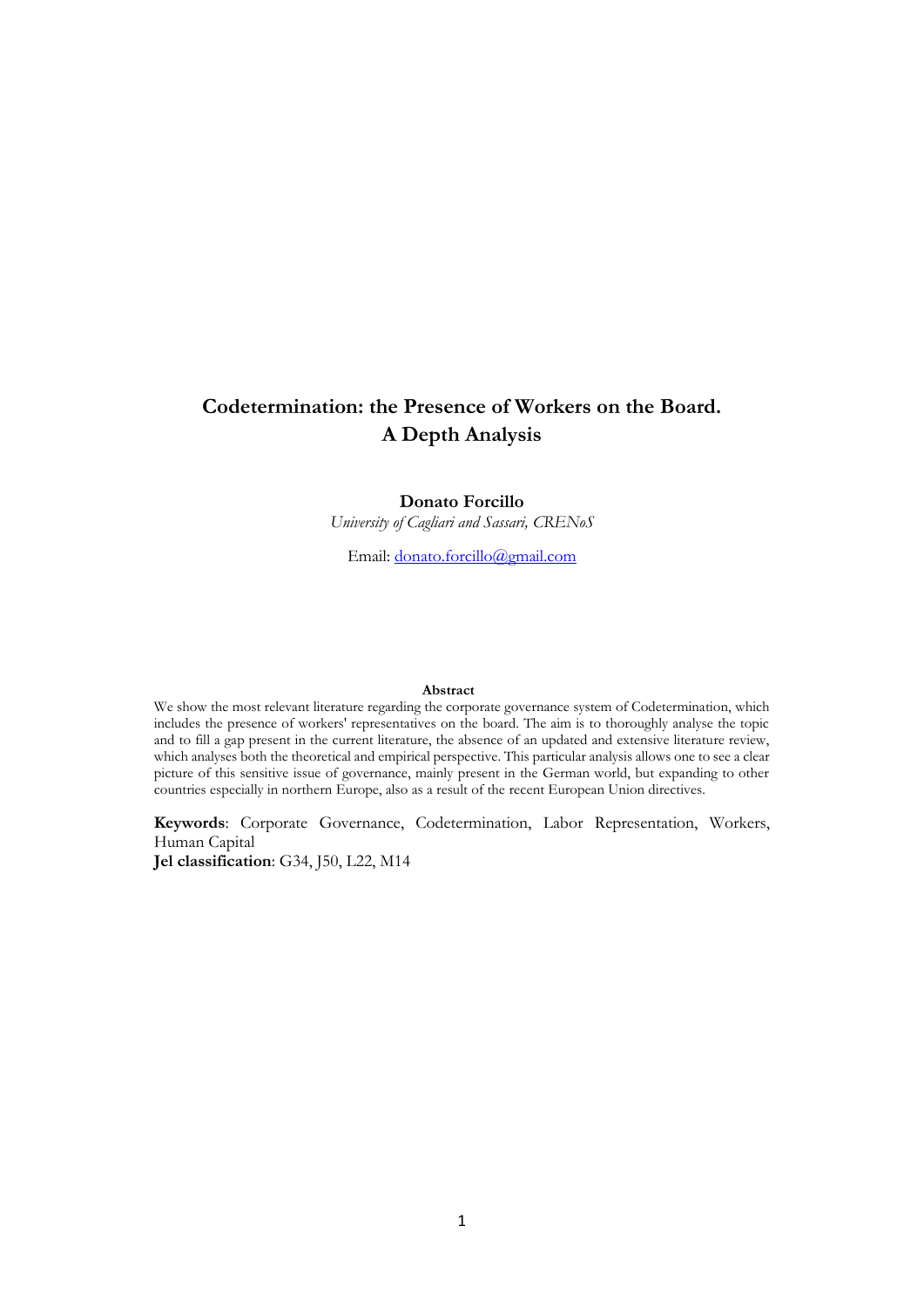# Codetermination: the Presence of Workers on the Board.
# A Depth Analysis

**Donato Forcillo**

*University of Cagliari and Sassari, CRENoS*

Email: donato.forcillo@gmail.com

**Abstract**

We show the most relevant literature regarding the corporate governance system of Codetermination, which includes the presence of workers' representatives on the board. The aim is to thoroughly analyse the topic and to fill a gap present in the current literature, the absence of an updated and extensive literature review, which analyses both the theoretical and empirical perspective. This particular analysis allows one to see a clear picture of this sensitive issue of governance, mainly present in the German world, but expanding to other countries especially in northern Europe, also as a result of the recent European Union directives.

**Keywords**: Corporate Governance, Codetermination, Labor Representation, Workers, Human Capital

**Jel classification**: G34, J50, L22, M14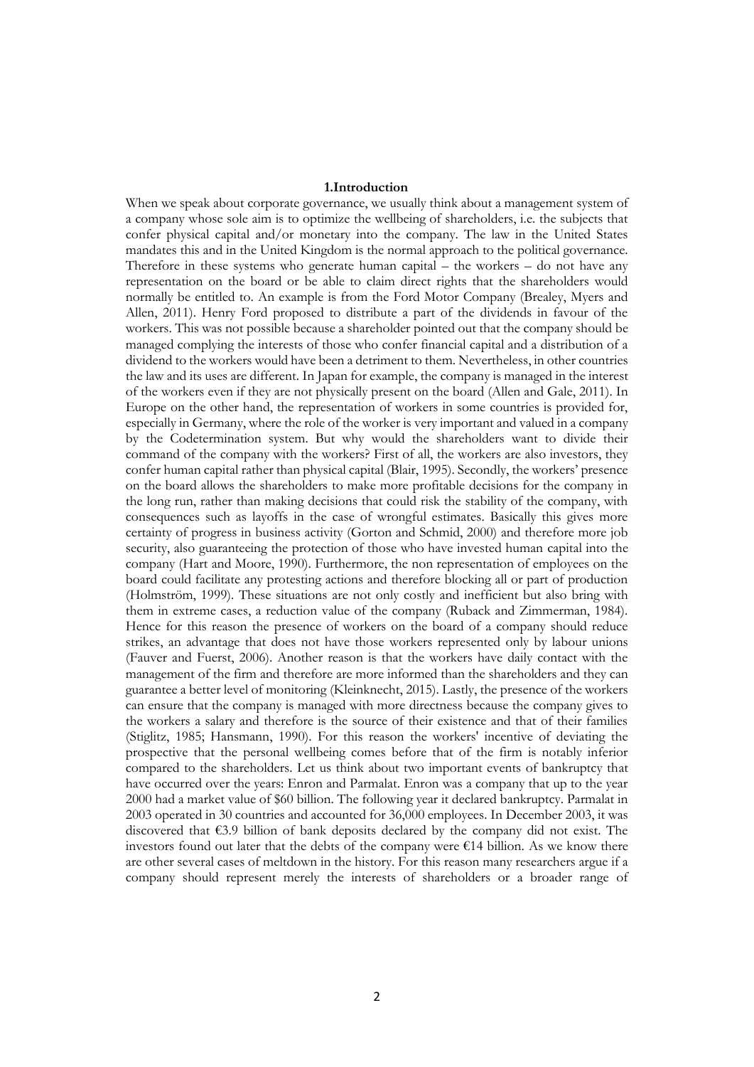## 1.Introduction

When we speak about corporate governance, we usually think about a management system of a company whose sole aim is to optimize the wellbeing of shareholders, i.e. the subjects that confer physical capital and/or monetary into the company. The law in the United States mandates this and in the United Kingdom is the normal approach to the political governance. Therefore in these systems who generate human capital – the workers – do not have any representation on the board or be able to claim direct rights that the shareholders would normally be entitled to. An example is from the Ford Motor Company (Brealey, Myers and Allen, 2011). Henry Ford proposed to distribute a part of the dividends in favour of the workers. This was not possible because a shareholder pointed out that the company should be managed complying the interests of those who confer financial capital and a distribution of a dividend to the workers would have been a detriment to them. Nevertheless, in other countries the law and its uses are different. In Japan for example, the company is managed in the interest of the workers even if they are not physically present on the board (Allen and Gale, 2011). In Europe on the other hand, the representation of workers in some countries is provided for, especially in Germany, where the role of the worker is very important and valued in a company by the Codetermination system. But why would the shareholders want to divide their command of the company with the workers? First of all, the workers are also investors, they confer human capital rather than physical capital (Blair, 1995). Secondly, the workers' presence on the board allows the shareholders to make more profitable decisions for the company in the long run, rather than making decisions that could risk the stability of the company, with consequences such as layoffs in the case of wrongful estimates. Basically this gives more certainty of progress in business activity (Gorton and Schmid, 2000) and therefore more job security, also guaranteeing the protection of those who have invested human capital into the company (Hart and Moore, 1990). Furthermore, the non representation of employees on the board could facilitate any protesting actions and therefore blocking all or part of production (Holmström, 1999). These situations are not only costly and inefficient but also bring with them in extreme cases, a reduction value of the company (Ruback and Zimmerman, 1984). Hence for this reason the presence of workers on the board of a company should reduce strikes, an advantage that does not have those workers represented only by labour unions (Fauver and Fuerst, 2006). Another reason is that the workers have daily contact with the management of the firm and therefore are more informed than the shareholders and they can guarantee a better level of monitoring (Kleinknecht, 2015). Lastly, the presence of the workers can ensure that the company is managed with more directness because the company gives to the workers a salary and therefore is the source of their existence and that of their families (Stiglitz, 1985; Hansmann, 1990). For this reason the workers' incentive of deviating the prospective that the personal wellbeing comes before that of the firm is notably inferior compared to the shareholders. Let us think about two important events of bankruptcy that have occurred over the years: Enron and Parmalat. Enron was a company that up to the year 2000 had a market value of $60 billion. The following year it declared bankruptcy. Parmalat in 2003 operated in 30 countries and accounted for 36,000 employees. In December 2003, it was discovered that €3.9 billion of bank deposits declared by the company did not exist. The investors found out later that the debts of the company were €14 billion. As we know there are other several cases of meltdown in the history. For this reason many researchers argue if a company should represent merely the interests of shareholders or a broader range of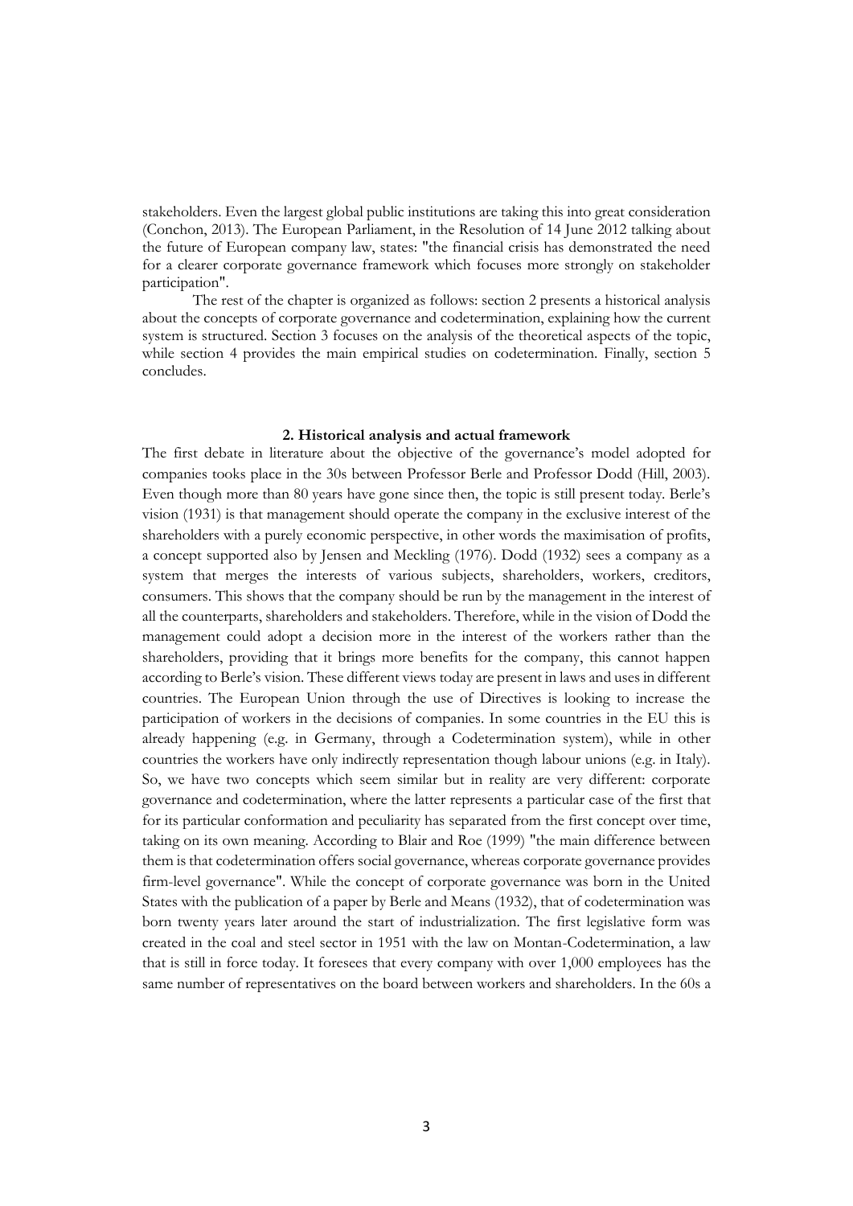stakeholders. Even the largest global public institutions are taking this into great consideration (Conchon, 2013). The European Parliament, in the Resolution of 14 June 2012 talking about the future of European company law, states: "the financial crisis has demonstrated the need for a clearer corporate governance framework which focuses more strongly on stakeholder participation".

The rest of the chapter is organized as follows: section 2 presents a historical analysis about the concepts of corporate governance and codetermination, explaining how the current system is structured. Section 3 focuses on the analysis of the theoretical aspects of the topic, while section 4 provides the main empirical studies on codetermination. Finally, section 5 concludes.

## 2. Historical analysis and actual framework

The first debate in literature about the objective of the governance's model adopted for companies tooks place in the 30s between Professor Berle and Professor Dodd (Hill, 2003). Even though more than 80 years have gone since then, the topic is still present today. Berle's vision (1931) is that management should operate the company in the exclusive interest of the shareholders with a purely economic perspective, in other words the maximisation of profits, a concept supported also by Jensen and Meckling (1976). Dodd (1932) sees a company as a system that merges the interests of various subjects, shareholders, workers, creditors, consumers. This shows that the company should be run by the management in the interest of all the counterparts, shareholders and stakeholders. Therefore, while in the vision of Dodd the management could adopt a decision more in the interest of the workers rather than the shareholders, providing that it brings more benefits for the company, this cannot happen according to Berle's vision. These different views today are present in laws and uses in different countries. The European Union through the use of Directives is looking to increase the participation of workers in the decisions of companies. In some countries in the EU this is already happening (e.g. in Germany, through a Codetermination system), while in other countries the workers have only indirectly representation though labour unions (e.g. in Italy). So, we have two concepts which seem similar but in reality are very different: corporate governance and codetermination, where the latter represents a particular case of the first that for its particular conformation and peculiarity has separated from the first concept over time, taking on its own meaning. According to Blair and Roe (1999) "the main difference between them is that codetermination offers social governance, whereas corporate governance provides firm-level governance". While the concept of corporate governance was born in the United States with the publication of a paper by Berle and Means (1932), that of codetermination was born twenty years later around the start of industrialization. The first legislative form was created in the coal and steel sector in 1951 with the law on Montan-Codetermination, a law that is still in force today. It foresees that every company with over 1,000 employees has the same number of representatives on the board between workers and shareholders. In the 60s a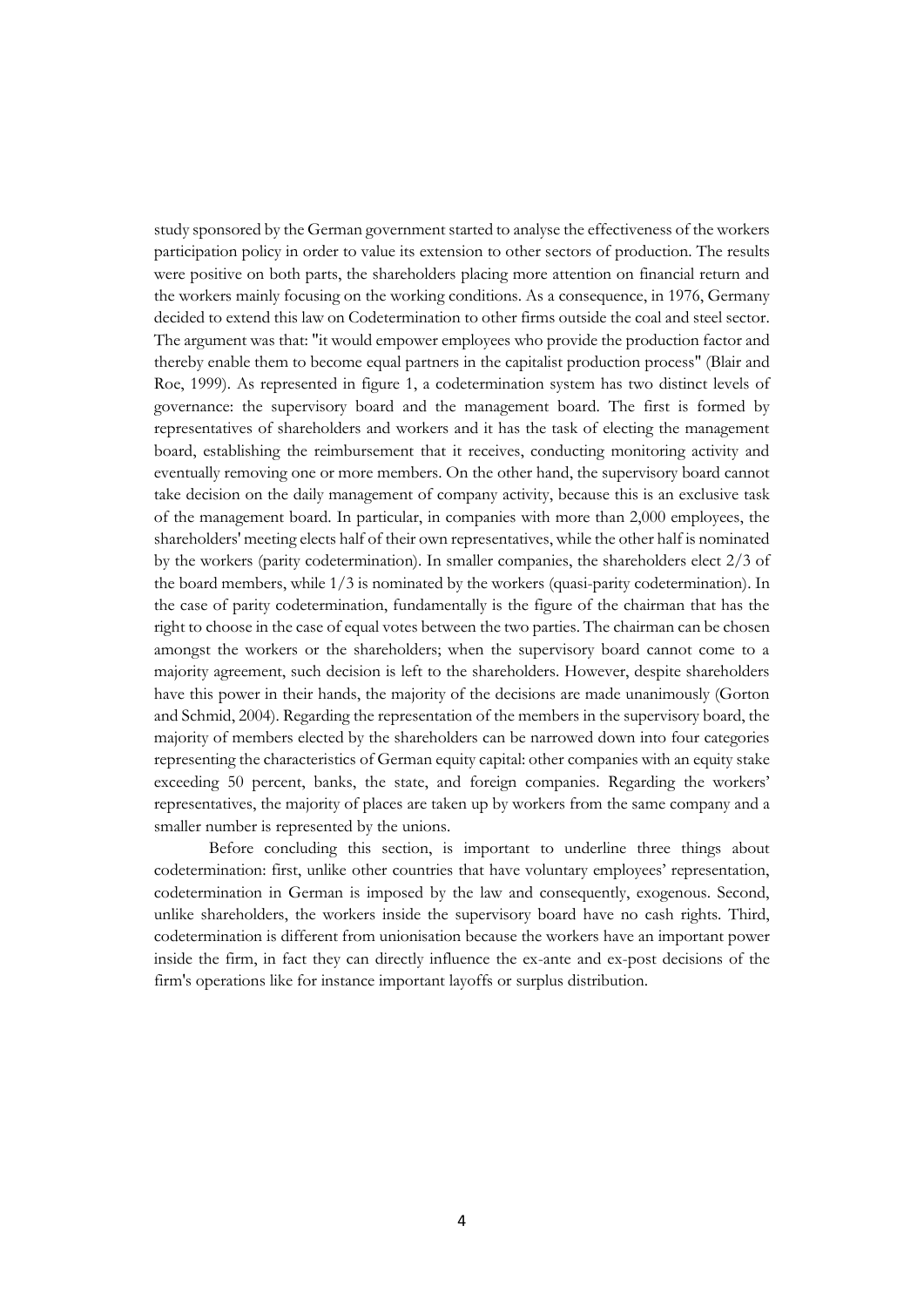study sponsored by the German government started to analyse the effectiveness of the workers participation policy in order to value its extension to other sectors of production. The results were positive on both parts, the shareholders placing more attention on financial return and the workers mainly focusing on the working conditions. As a consequence, in 1976, Germany decided to extend this law on Codetermination to other firms outside the coal and steel sector. The argument was that: "it would empower employees who provide the production factor and thereby enable them to become equal partners in the capitalist production process" (Blair and Roe, 1999). As represented in figure 1, a codetermination system has two distinct levels of governance: the supervisory board and the management board. The first is formed by representatives of shareholders and workers and it has the task of electing the management board, establishing the reimbursement that it receives, conducting monitoring activity and eventually removing one or more members. On the other hand, the supervisory board cannot take decision on the daily management of company activity, because this is an exclusive task of the management board. In particular, in companies with more than 2,000 employees, the shareholders' meeting elects half of their own representatives, while the other half is nominated by the workers (parity codetermination). In smaller companies, the shareholders elect 2/3 of the board members, while 1/3 is nominated by the workers (quasi-parity codetermination). In the case of parity codetermination, fundamentally is the figure of the chairman that has the right to choose in the case of equal votes between the two parties. The chairman can be chosen amongst the workers or the shareholders; when the supervisory board cannot come to a majority agreement, such decision is left to the shareholders. However, despite shareholders have this power in their hands, the majority of the decisions are made unanimously (Gorton and Schmid, 2004). Regarding the representation of the members in the supervisory board, the majority of members elected by the shareholders can be narrowed down into four categories representing the characteristics of German equity capital: other companies with an equity stake exceeding 50 percent, banks, the state, and foreign companies. Regarding the workers' representatives, the majority of places are taken up by workers from the same company and a smaller number is represented by the unions.

Before concluding this section, is important to underline three things about codetermination: first, unlike other countries that have voluntary employees' representation, codetermination in German is imposed by the law and consequently, exogenous. Second, unlike shareholders, the workers inside the supervisory board have no cash rights. Third, codetermination is different from unionisation because the workers have an important power inside the firm, in fact they can directly influence the ex-ante and ex-post decisions of the firm's operations like for instance important layoffs or surplus distribution.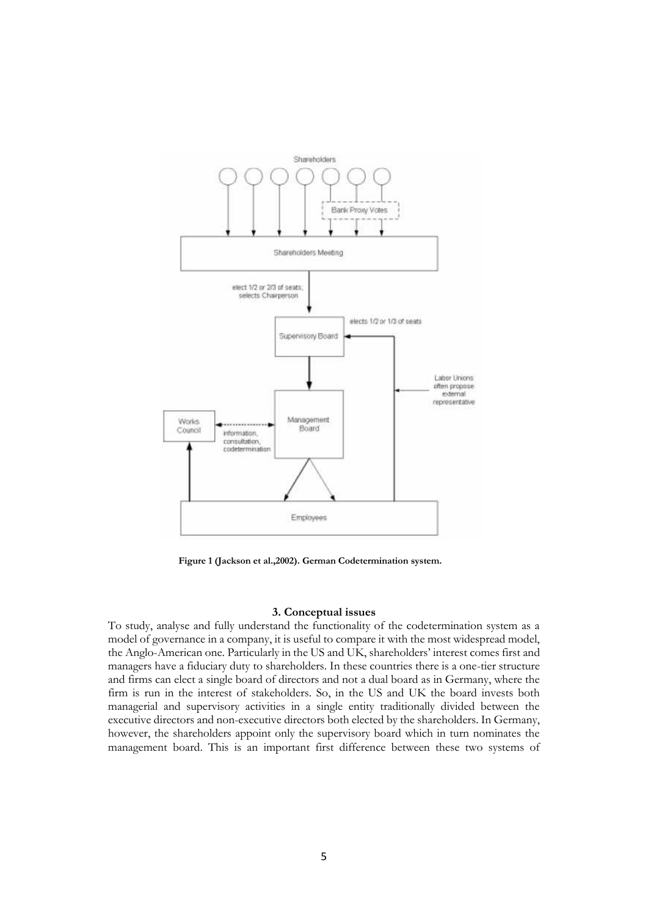**Figure 1 (Jackson et al.,2002). German Codetermination system.**

### 3. Conceptual issues

To study, analyse and fully understand the functionality of the codetermination system as a model of governance in a company, it is useful to compare it with the most widespread model, the Anglo-American one. Particularly in the US and UK, shareholders' interest comes first and managers have a fiduciary duty to shareholders. In these countries there is a one-tier structure and firms can elect a single board of directors and not a dual board as in Germany, where the firm is run in the interest of stakeholders. So, in the US and UK the board invests both managerial and supervisory activities in a single entity traditionally divided between the executive directors and non-executive directors both elected by the shareholders. In Germany, however, the shareholders appoint only the supervisory board which in turn nominates the management board. This is an important first difference between these two systems of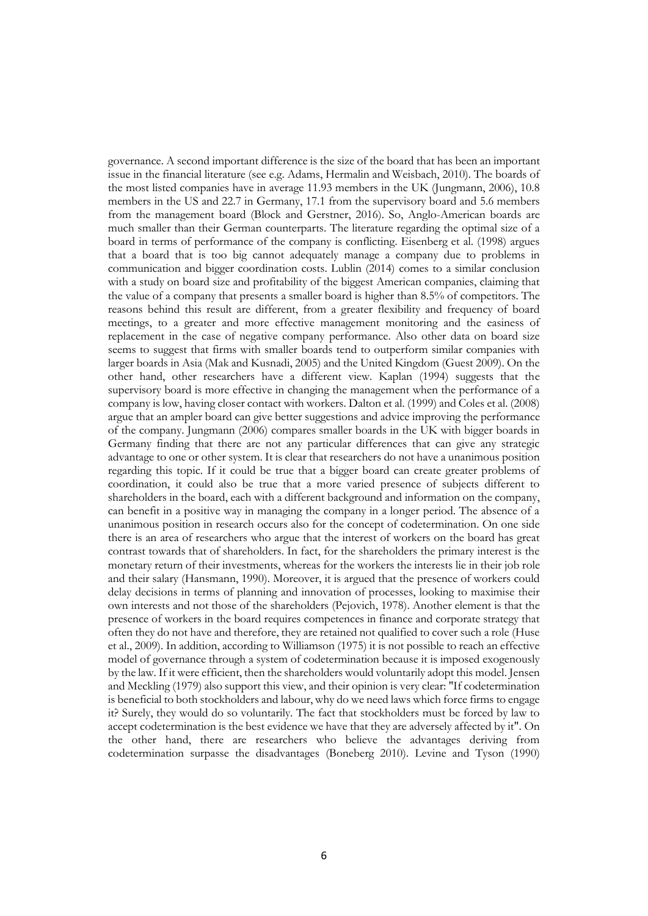governance. A second important difference is the size of the board that has been an important issue in the financial literature (see e.g. Adams, Hermalin and Weisbach, 2010). The boards of the most listed companies have in average 11.93 members in the UK (Jungmann, 2006), 10.8 members in the US and 22.7 in Germany, 17.1 from the supervisory board and 5.6 members from the management board (Block and Gerstner, 2016). So, Anglo-American boards are much smaller than their German counterparts. The literature regarding the optimal size of a board in terms of performance of the company is conflicting. Eisenberg et al. (1998) argues that a board that is too big cannot adequately manage a company due to problems in communication and bigger coordination costs. Lublin (2014) comes to a similar conclusion with a study on board size and profitability of the biggest American companies, claiming that the value of a company that presents a smaller board is higher than 8.5% of competitors. The reasons behind this result are different, from a greater flexibility and frequency of board meetings, to a greater and more effective management monitoring and the easiness of replacement in the case of negative company performance. Also other data on board size seems to suggest that firms with smaller boards tend to outperform similar companies with larger boards in Asia (Mak and Kusnadi, 2005) and the United Kingdom (Guest 2009). On the other hand, other researchers have a different view. Kaplan (1994) suggests that the supervisory board is more effective in changing the management when the performance of a company is low, having closer contact with workers. Dalton et al. (1999) and Coles et al. (2008) argue that an ampler board can give better suggestions and advice improving the performance of the company. Jungmann (2006) compares smaller boards in the UK with bigger boards in Germany finding that there are not any particular differences that can give any strategic advantage to one or other system. It is clear that researchers do not have a unanimous position regarding this topic. If it could be true that a bigger board can create greater problems of coordination, it could also be true that a more varied presence of subjects different to shareholders in the board, each with a different background and information on the company, can benefit in a positive way in managing the company in a longer period. The absence of a unanimous position in research occurs also for the concept of codetermination. On one side there is an area of researchers who argue that the interest of workers on the board has great contrast towards that of shareholders. In fact, for the shareholders the primary interest is the monetary return of their investments, whereas for the workers the interests lie in their job role and their salary (Hansmann, 1990). Moreover, it is argued that the presence of workers could delay decisions in terms of planning and innovation of processes, looking to maximise their own interests and not those of the shareholders (Pejovich, 1978). Another element is that the presence of workers in the board requires competences in finance and corporate strategy that often they do not have and therefore, they are retained not qualified to cover such a role (Huse et al., 2009). In addition, according to Williamson (1975) it is not possible to reach an effective model of governance through a system of codetermination because it is imposed exogenously by the law. If it were efficient, then the shareholders would voluntarily adopt this model. Jensen and Meckling (1979) also support this view, and their opinion is very clear: "If codetermination is beneficial to both stockholders and labour, why do we need laws which force firms to engage it? Surely, they would do so voluntarily. The fact that stockholders must be forced by law to accept codetermination is the best evidence we have that they are adversely affected by it". On the other hand, there are researchers who believe the advantages deriving from codetermination surpasse the disadvantages (Boneberg 2010). Levine and Tyson (1990)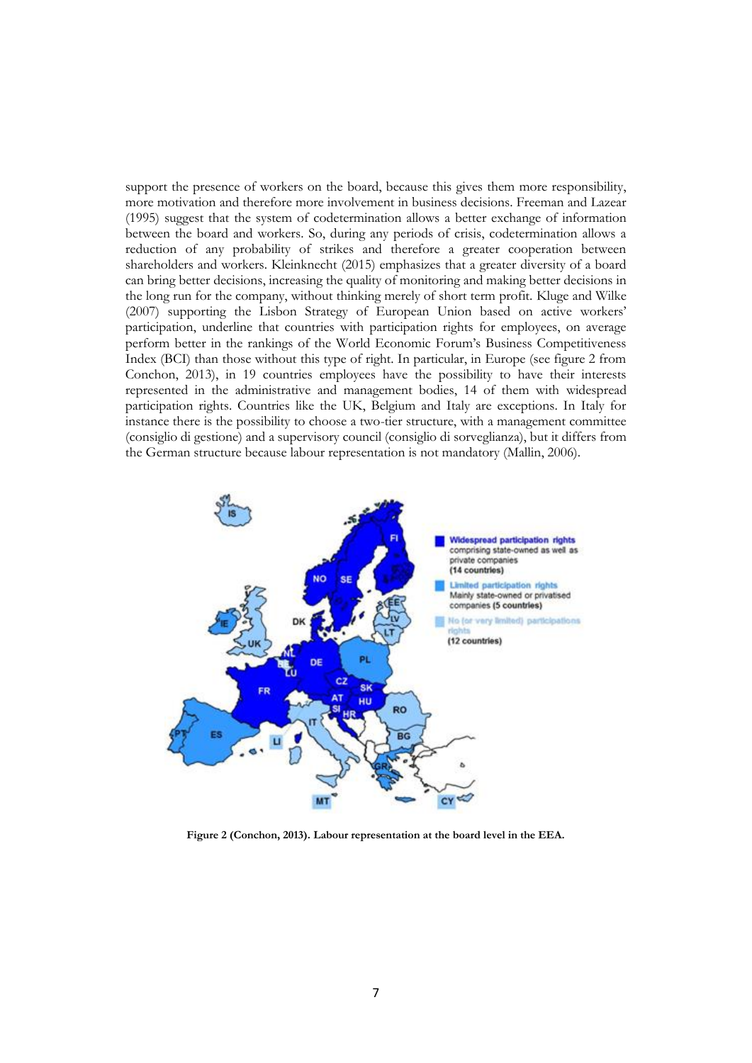support the presence of workers on the board, because this gives them more responsibility, more motivation and therefore more involvement in business decisions. Freeman and Lazear (1995) suggest that the system of codetermination allows a better exchange of information between the board and workers. So, during any periods of crisis, codetermination allows a reduction of any probability of strikes and therefore a greater cooperation between shareholders and workers. Kleinknecht (2015) emphasizes that a greater diversity of a board can bring better decisions, increasing the quality of monitoring and making better decisions in the long run for the company, without thinking merely of short term profit. Kluge and Wilke (2007) supporting the Lisbon Strategy of European Union based on active workers' participation, underline that countries with participation rights for employees, on average perform better in the rankings of the World Economic Forum's Business Competitiveness Index (BCI) than those without this type of right. In particular, in Europe (see figure 2 from Conchon, 2013), in 19 countries employees have the possibility to have their interests represented in the administrative and management bodies, 14 of them with widespread participation rights. Countries like the UK, Belgium and Italy are exceptions. In Italy for instance there is the possibility to choose a two-tier structure, with a management committee (consiglio di gestione) and a supervisory council (consiglio di sorveglianza), but it differs from the German structure because labour representation is not mandatory (Mallin, 2006).

**Figure 2 (Conchon, 2013). Labour representation at the board level in the EEA.**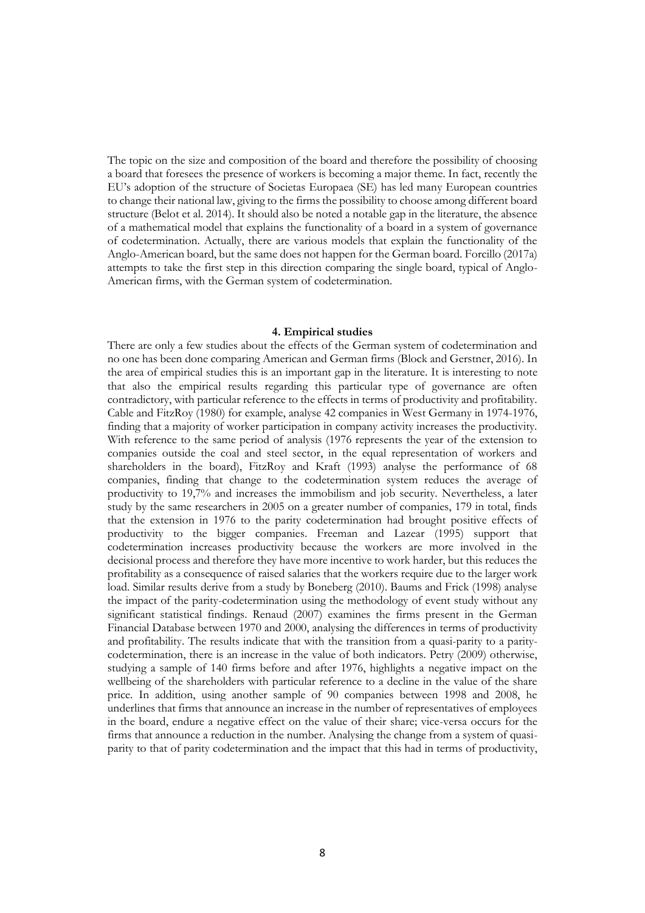The topic on the size and composition of the board and therefore the possibility of choosing a board that foresees the presence of workers is becoming a major theme. In fact, recently the EU's adoption of the structure of Societas Europaea (SE) has led many European countries to change their national law, giving to the firms the possibility to choose among different board structure (Belot et al. 2014). It should also be noted a notable gap in the literature, the absence of a mathematical model that explains the functionality of a board in a system of governance of codetermination. Actually, there are various models that explain the functionality of the Anglo-American board, but the same does not happen for the German board. Forcillo (2017a) attempts to take the first step in this direction comparing the single board, typical of Anglo-American firms, with the German system of codetermination.

## 4. Empirical studies

There are only a few studies about the effects of the German system of codetermination and no one has been done comparing American and German firms (Block and Gerstner, 2016). In the area of empirical studies this is an important gap in the literature. It is interesting to note that also the empirical results regarding this particular type of governance are often contradictory, with particular reference to the effects in terms of productivity and profitability. Cable and FitzRoy (1980) for example, analyse 42 companies in West Germany in 1974-1976, finding that a majority of worker participation in company activity increases the productivity. With reference to the same period of analysis (1976 represents the year of the extension to companies outside the coal and steel sector, in the equal representation of workers and shareholders in the board), FitzRoy and Kraft (1993) analyse the performance of 68 companies, finding that change to the codetermination system reduces the average of productivity to 19,7% and increases the immobilism and job security. Nevertheless, a later study by the same researchers in 2005 on a greater number of companies, 179 in total, finds that the extension in 1976 to the parity codetermination had brought positive effects of productivity to the bigger companies. Freeman and Lazear (1995) support that codetermination increases productivity because the workers are more involved in the decisional process and therefore they have more incentive to work harder, but this reduces the profitability as a consequence of raised salaries that the workers require due to the larger work load. Similar results derive from a study by Boneberg (2010). Baums and Frick (1998) analyse the impact of the parity-codetermination using the methodology of event study without any significant statistical findings. Renaud (2007) examines the firms present in the German Financial Database between 1970 and 2000, analysing the differences in terms of productivity and profitability. The results indicate that with the transition from a quasi-parity to a parity-codetermination, there is an increase in the value of both indicators. Petry (2009) otherwise, studying a sample of 140 firms before and after 1976, highlights a negative impact on the wellbeing of the shareholders with particular reference to a decline in the value of the share price. In addition, using another sample of 90 companies between 1998 and 2008, he underlines that firms that announce an increase in the number of representatives of employees in the board, endure a negative effect on the value of their share; vice-versa occurs for the firms that announce a reduction in the number. Analysing the change from a system of quasi-parity to that of parity codetermination and the impact that this had in terms of productivity,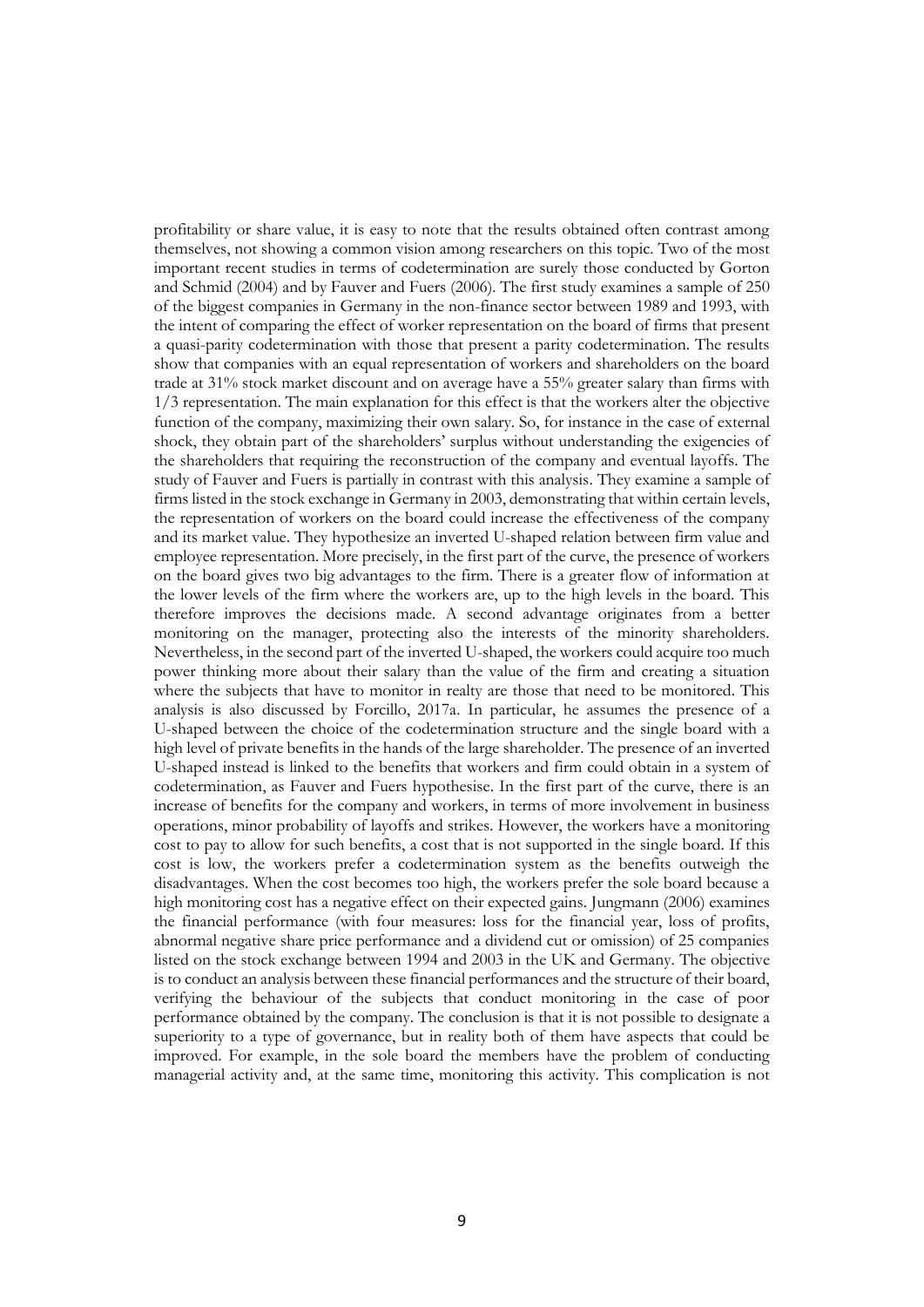profitability or share value, it is easy to note that the results obtained often contrast among themselves, not showing a common vision among researchers on this topic. Two of the most important recent studies in terms of codetermination are surely those conducted by Gorton and Schmid (2004) and by Fauver and Fuers (2006). The first study examines a sample of 250 of the biggest companies in Germany in the non-finance sector between 1989 and 1993, with the intent of comparing the effect of worker representation on the board of firms that present a quasi-parity codetermination with those that present a parity codetermination. The results show that companies with an equal representation of workers and shareholders on the board trade at 31% stock market discount and on average have a 55% greater salary than firms with 1/3 representation. The main explanation for this effect is that the workers alter the objective function of the company, maximizing their own salary. So, for instance in the case of external shock, they obtain part of the shareholders' surplus without understanding the exigencies of the shareholders that requiring the reconstruction of the company and eventual layoffs. The study of Fauver and Fuers is partially in contrast with this analysis. They examine a sample of firms listed in the stock exchange in Germany in 2003, demonstrating that within certain levels, the representation of workers on the board could increase the effectiveness of the company and its market value. They hypothesize an inverted U-shaped relation between firm value and employee representation. More precisely, in the first part of the curve, the presence of workers on the board gives two big advantages to the firm. There is a greater flow of information at the lower levels of the firm where the workers are, up to the high levels in the board. This therefore improves the decisions made. A second advantage originates from a better monitoring on the manager, protecting also the interests of the minority shareholders. Nevertheless, in the second part of the inverted U-shaped, the workers could acquire too much power thinking more about their salary than the value of the firm and creating a situation where the subjects that have to monitor in realty are those that need to be monitored. This analysis is also discussed by Forcillo, 2017a. In particular, he assumes the presence of a U-shaped between the choice of the codetermination structure and the single board with a high level of private benefits in the hands of the large shareholder. The presence of an inverted U-shaped instead is linked to the benefits that workers and firm could obtain in a system of codetermination, as Fauver and Fuers hypothesise. In the first part of the curve, there is an increase of benefits for the company and workers, in terms of more involvement in business operations, minor probability of layoffs and strikes. However, the workers have a monitoring cost to pay to allow for such benefits, a cost that is not supported in the single board. If this cost is low, the workers prefer a codetermination system as the benefits outweigh the disadvantages. When the cost becomes too high, the workers prefer the sole board because a high monitoring cost has a negative effect on their expected gains. Jungmann (2006) examines the financial performance (with four measures: loss for the financial year, loss of profits, abnormal negative share price performance and a dividend cut or omission) of 25 companies listed on the stock exchange between 1994 and 2003 in the UK and Germany. The objective is to conduct an analysis between these financial performances and the structure of their board, verifying the behaviour of the subjects that conduct monitoring in the case of poor performance obtained by the company. The conclusion is that it is not possible to designate a superiority to a type of governance, but in reality both of them have aspects that could be improved. For example, in the sole board the members have the problem of conducting managerial activity and, at the same time, monitoring this activity. This complication is not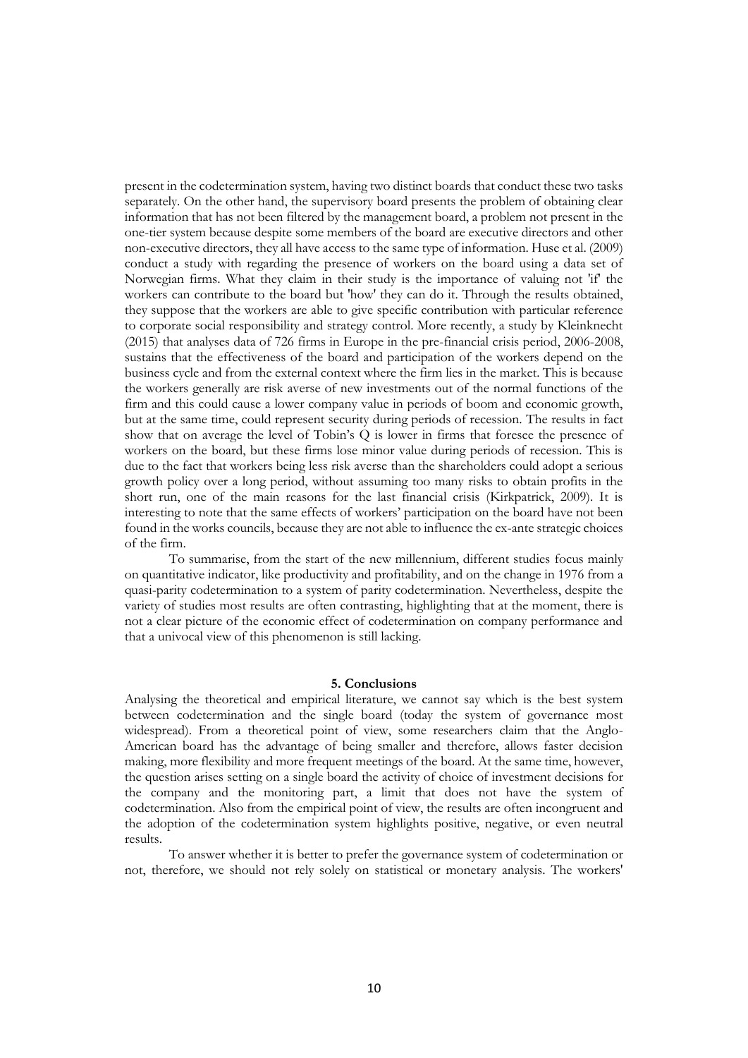present in the codetermination system, having two distinct boards that conduct these two tasks separately. On the other hand, the supervisory board presents the problem of obtaining clear information that has not been filtered by the management board, a problem not present in the one-tier system because despite some members of the board are executive directors and other non-executive directors, they all have access to the same type of information. Huse et al. (2009) conduct a study with regarding the presence of workers on the board using a data set of Norwegian firms. What they claim in their study is the importance of valuing not 'if' the workers can contribute to the board but 'how' they can do it. Through the results obtained, they suppose that the workers are able to give specific contribution with particular reference to corporate social responsibility and strategy control. More recently, a study by Kleinknecht (2015) that analyses data of 726 firms in Europe in the pre-financial crisis period, 2006-2008, sustains that the effectiveness of the board and participation of the workers depend on the business cycle and from the external context where the firm lies in the market. This is because the workers generally are risk averse of new investments out of the normal functions of the firm and this could cause a lower company value in periods of boom and economic growth, but at the same time, could represent security during periods of recession. The results in fact show that on average the level of Tobin's Q is lower in firms that foresee the presence of workers on the board, but these firms lose minor value during periods of recession. This is due to the fact that workers being less risk averse than the shareholders could adopt a serious growth policy over a long period, without assuming too many risks to obtain profits in the short run, one of the main reasons for the last financial crisis (Kirkpatrick, 2009). It is interesting to note that the same effects of workers' participation on the board have not been found in the works councils, because they are not able to influence the ex-ante strategic choices of the firm.

To summarise, from the start of the new millennium, different studies focus mainly on quantitative indicator, like productivity and profitability, and on the change in 1976 from a quasi-parity codetermination to a system of parity codetermination. Nevertheless, despite the variety of studies most results are often contrasting, highlighting that at the moment, there is not a clear picture of the economic effect of codetermination on company performance and that a univocal view of this phenomenon is still lacking.

## 5. Conclusions

Analysing the theoretical and empirical literature, we cannot say which is the best system between codetermination and the single board (today the system of governance most widespread). From a theoretical point of view, some researchers claim that the Anglo-American board has the advantage of being smaller and therefore, allows faster decision making, more flexibility and more frequent meetings of the board. At the same time, however, the question arises setting on a single board the activity of choice of investment decisions for the company and the monitoring part, a limit that does not have the system of codetermination. Also from the empirical point of view, the results are often incongruent and the adoption of the codetermination system highlights positive, negative, or even neutral results.

To answer whether it is better to prefer the governance system of codetermination or not, therefore, we should not rely solely on statistical or monetary analysis. The workers'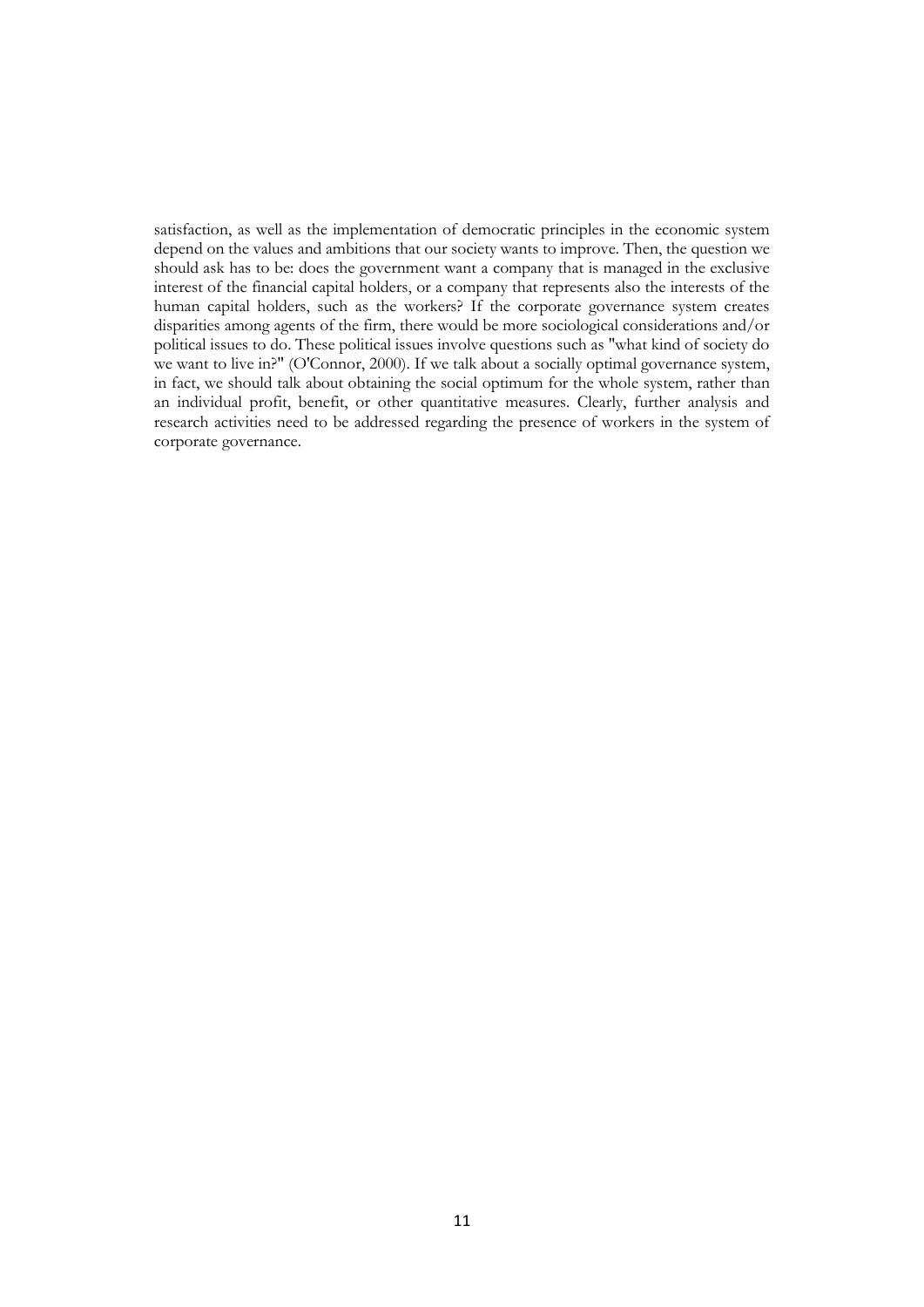satisfaction, as well as the implementation of democratic principles in the economic system depend on the values and ambitions that our society wants to improve. Then, the question we should ask has to be: does the government want a company that is managed in the exclusive interest of the financial capital holders, or a company that represents also the interests of the human capital holders, such as the workers? If the corporate governance system creates disparities among agents of the firm, there would be more sociological considerations and/or political issues to do. These political issues involve questions such as "what kind of society do we want to live in?" (O'Connor, 2000). If we talk about a socially optimal governance system, in fact, we should talk about obtaining the social optimum for the whole system, rather than an individual profit, benefit, or other quantitative measures. Clearly, further analysis and research activities need to be addressed regarding the presence of workers in the system of corporate governance.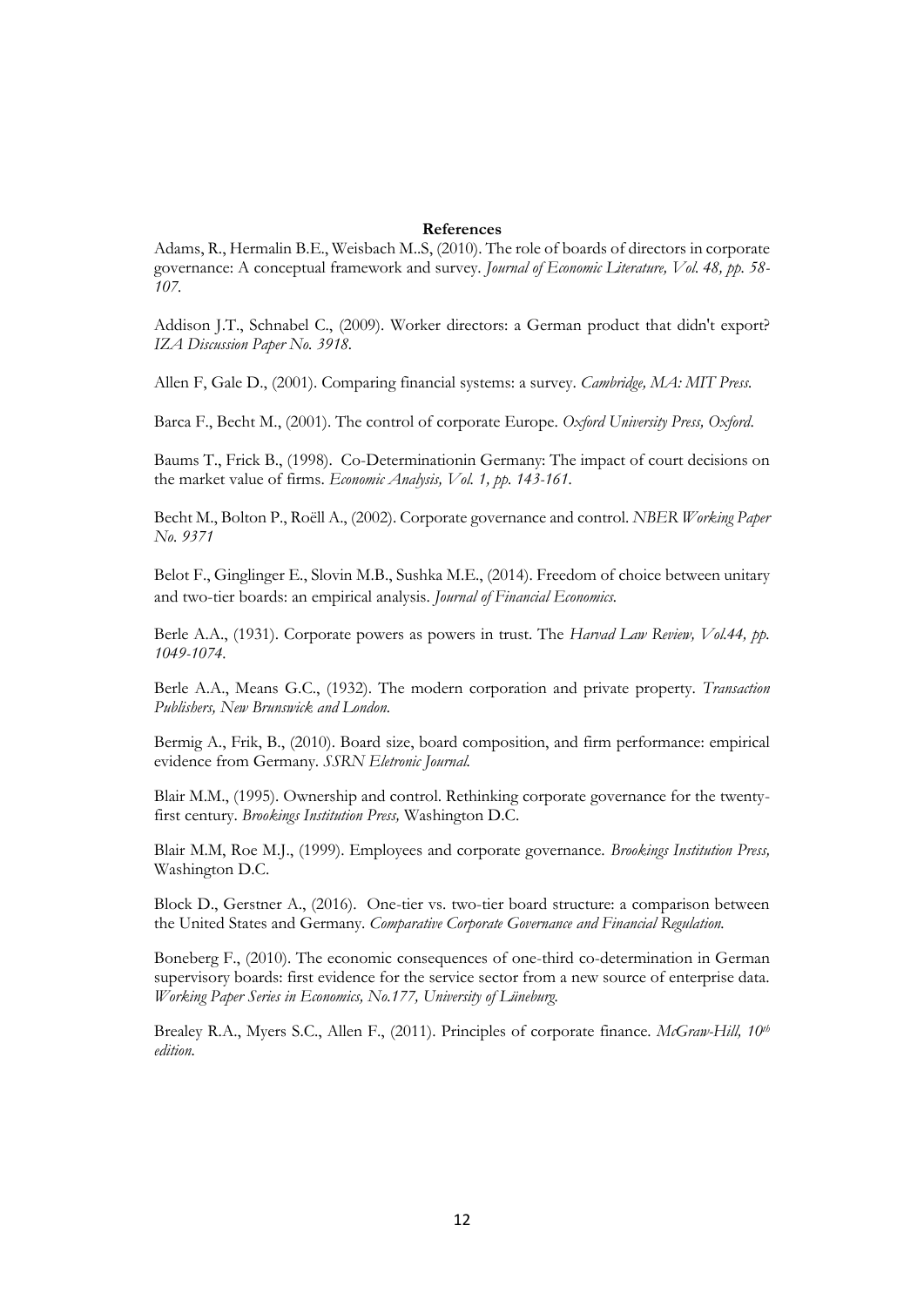**References**

Adams, R., Hermalin B.E., Weisbach M..S, (2010). The role of boards of directors in corporate governance: A conceptual framework and survey. *Journal of Economic Literature, Vol. 48, pp. 58-107.*

Addison J.T., Schnabel C., (2009). Worker directors: a German product that didn't export? *IZA Discussion Paper No. 3918.*

Allen F, Gale D., (2001). Comparing financial systems: a survey. *Cambridge, MA: MIT Press.*

Barca F., Becht M., (2001). The control of corporate Europe. *Oxford University Press, Oxford.*

Baums T., Frick B., (1998). Co-Determinationin Germany: The impact of court decisions on the market value of firms. *Economic Analysis, Vol. 1, pp. 143-161.*

Becht M., Bolton P., Roëll A., (2002). Corporate governance and control. *NBER Working Paper No. 9371*

Belot F., Ginglinger E., Slovin M.B., Sushka M.E., (2014). Freedom of choice between unitary and two-tier boards: an empirical analysis. *Journal of Financial Economics.*

Berle A.A., (1931). Corporate powers as powers in trust. The *Harvad Law Review, Vol.44, pp. 1049-1074.*

Berle A.A., Means G.C., (1932). The modern corporation and private property. *Transaction Publishers, New Brunswick and London.*

Bermig A., Frik, B., (2010). Board size, board composition, and firm performance: empirical evidence from Germany. *SSRN Eletronic Journal.*

Blair M.M., (1995). Ownership and control. Rethinking corporate governance for the twenty-first century. *Brookings Institution Press,* Washington D.C.

Blair M.M, Roe M.J., (1999). Employees and corporate governance. *Brookings Institution Press,* Washington D.C.

Block D., Gerstner A., (2016). One-tier vs. two-tier board structure: a comparison between the United States and Germany. *Comparative Corporate Governance and Financial Regulation.*

Boneberg F., (2010). The economic consequences of one-third co-determination in German supervisory boards: first evidence for the service sector from a new source of enterprise data. *Working Paper Series in Economics, No.177, University of Lüneburg.*

Brealey R.A., Myers S.C., Allen F., (2011). Principles of corporate finance. *McGraw-Hill, 10th edition.*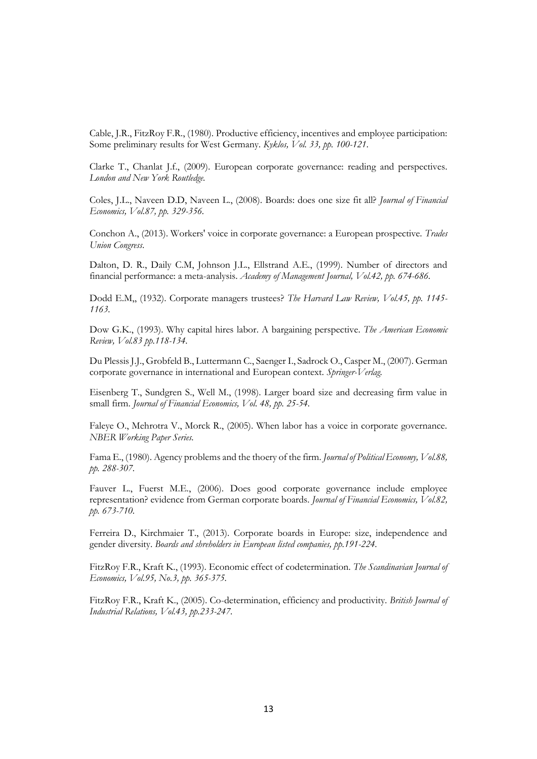Cable, J.R., FitzRoy F.R., (1980). Productive efficiency, incentives and employee participation: Some preliminary results for West Germany. *Kyklos, Vol. 33, pp. 100-121.*

Clarke T., Chanlat J.f., (2009). European corporate governance: reading and perspectives. *London and New York Routledge.*

Coles, J.L., Naveen D.D, Naveen L., (2008). Boards: does one size fit all? *Journal of Financial Economics, Vol.87, pp. 329-356.*

Conchon A., (2013). Workers' voice in corporate governance: a European prospective. *Trades Union Congress.*

Dalton, D. R., Daily C.M, Johnson J.L., Ellstrand A.E., (1999). Number of directors and financial performance: a meta-analysis. *Academy of Management Journal, Vol.42, pp. 674-686.*

Dodd E.M,, (1932). Corporate managers trustees? *The Harvard Law Review, Vol.45, pp. 1145-1163.*

Dow G.K., (1993). Why capital hires labor. A bargaining perspective. *The American Economic Review, Vol.83 pp.118-134.*

Du Plessis J.J., Grobfeld B., Luttermann C., Saenger I., Sadrock O., Casper M., (2007). German corporate governance in international and European context. *Springer-Verlag.*

Eisenberg T., Sundgren S., Well M., (1998). Larger board size and decreasing firm value in small firm. *Journal of Financial Economics, Vol. 48, pp. 25-54.*

Faleye O., Mehrotra V., Morck R., (2005). When labor has a voice in corporate governance. *NBER Working Paper Series.*

Fama E., (1980). Agency problems and the thoery of the firm. *Journal of Political Economy, Vol.88, pp. 288-307.*

Fauver L., Fuerst M.E., (2006). Does good corporate governance include employee representation? evidence from German corporate boards. *Journal of Financial Economics, Vol.82, pp. 673-710.*

Ferreira D., Kirchmaier T., (2013). Corporate boards in Europe: size, independence and gender diversity. *Boards and shreholders in European listed companies, pp.191-224.*

FitzRoy F.R., Kraft K., (1993). Economic effect of codetermination. *The Scandinavian Journal of Economics, Vol.95, No.3, pp. 365-375.*

FitzRoy F.R., Kraft K., (2005). Co-determination, efficiency and productivity. *British Journal of Industrial Relations, Vol.43, pp.233-247.*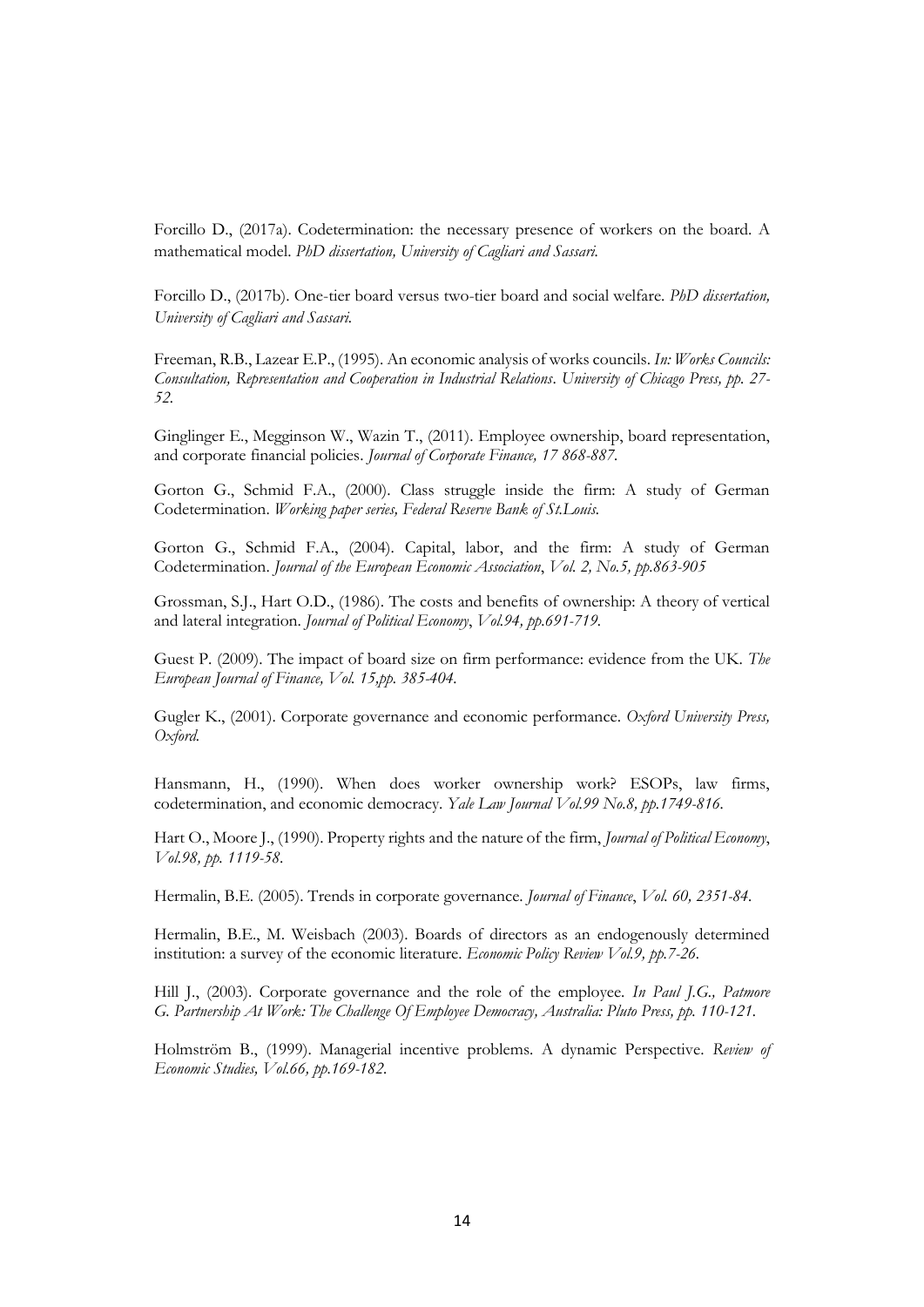Forcillo D., (2017a). Codetermination: the necessary presence of workers on the board. A mathematical model. *PhD dissertation, University of Cagliari and Sassari.*

Forcillo D., (2017b). One-tier board versus two-tier board and social welfare. *PhD dissertation, University of Cagliari and Sassari.*

Freeman, R.B., Lazear E.P., (1995). An economic analysis of works councils. *In: Works Councils: Consultation, Representation and Cooperation in Industrial Relations*. *University of Chicago Press, pp. 27-52.*

Ginglinger E., Megginson W., Wazin T., (2011). Employee ownership, board representation, and corporate financial policies. *Journal of Corporate Finance, 17 868-887.*

Gorton G., Schmid F.A., (2000). Class struggle inside the firm: A study of German Codetermination. *Working paper series, Federal Reserve Bank of St.Louis.*

Gorton G., Schmid F.A., (2004). Capital, labor, and the firm: A study of German Codetermination. *Journal of the European Economic Association*, *Vol. 2, No.5, pp.863-905*

Grossman, S.J., Hart O.D., (1986). The costs and benefits of ownership: A theory of vertical and lateral integration. *Journal of Political Economy*, *Vol.94, pp.691-719.*

Guest P. (2009). The impact of board size on firm performance: evidence from the UK. *The European Journal of Finance, Vol. 15,pp. 385-404.*

Gugler K., (2001). Corporate governance and economic performance. *Oxford University Press, Oxford.*

Hansmann, H., (1990). When does worker ownership work? ESOPs, law firms, codetermination, and economic democracy. *Yale Law Journal Vol.99 No.8, pp.1749-816.*

Hart O., Moore J., (1990). Property rights and the nature of the firm, *Journal of Political Economy*, *Vol.98, pp. 1119-58.*

Hermalin, B.E. (2005). Trends in corporate governance. *Journal of Finance*, *Vol. 60, 2351-84.*

Hermalin, B.E., M. Weisbach (2003). Boards of directors as an endogenously determined institution: a survey of the economic literature. *Economic Policy Review Vol.9, pp.7-26.*

Hill J., (2003). Corporate governance and the role of the employee. *In Paul J.G., Patmore G. Partnership At Work: The Challenge Of Employee Democracy, Australia: Pluto Press, pp. 110-121.*

Holmström B., (1999). Managerial incentive problems. A dynamic Perspective. *Review of Economic Studies, Vol.66, pp.169-182.*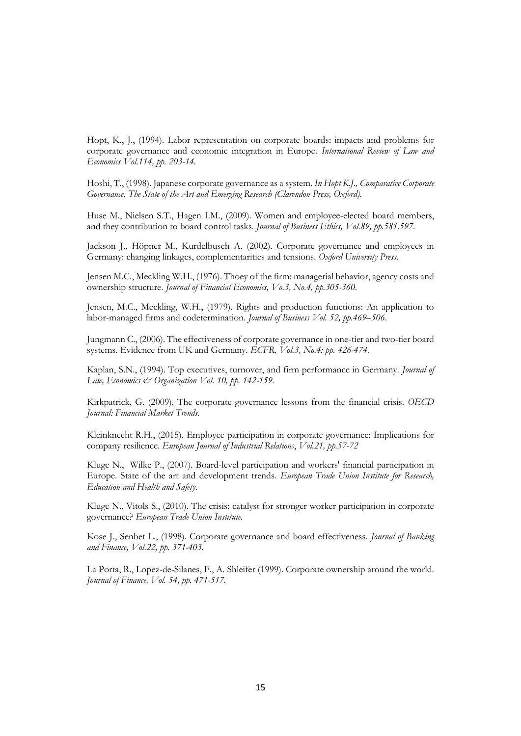Hopt, K., J., (1994). Labor representation on corporate boards: impacts and problems for corporate governance and economic integration in Europe. *International Review of Law and Economics Vol.114, pp. 203-14.*

Hoshi, T., (1998). Japanese corporate governance as a system. *In Hopt K.J., Comparative Corporate Governance. The State of the Art and Emerging Research (Clarendon Press, Oxford).*

Huse M., Nielsen S.T., Hagen I.M., (2009). Women and employee-elected board members, and they contribution to board control tasks. *Journal of Business Ethics, Vol.89, pp.581.597.*

Jackson J., Höpner M., Kurdelbusch A. (2002). Corporate governance and employees in Germany: changing linkages, complementarities and tensions. *Oxford University Press.*

Jensen M.C., Meckling W.H., (1976). Thoey of the firm: managerial behavior, agency costs and ownership structure. *Journal of Financial Economics, Vo.3, No.4, pp.305-360.*

Jensen, M.C., Meckling, W.H., (1979). Rights and production functions: An application to labor-managed firms and codetermination. *Journal of Business Vol. 52, pp.469–506.*

Jungmann C., (2006). The effectiveness of corporate governance in one-tier and two-tier board systems. Evidence from UK and Germany. *ECFR, Vol.3, No.4: pp. 426-474.*

Kaplan, S.N., (1994). Top executives, turnover, and firm performance in Germany. *Journal of Law, Economics & Organization Vol. 10, pp. 142-159.*

Kirkpatrick, G. (2009). The corporate governance lessons from the financial crisis. *OECD Journal: Financial Market Trends.*

Kleinknecht R.H., (2015). Employee participation in corporate governance: Implications for company resilience. *European Journal of Industrial Relations*, *Vol.21, pp.57-72*

Kluge N., Wilke P., (2007). Board-level participation and workers' financial participation in Europe. State of the art and development trends. *European Trade Union Institute for Research, Education and Health and Safety*.

Kluge N., Vitols S., (2010). The crisis: catalyst for stronger worker participation in corporate governance? *European Trade Union Institute.*

Kose J., Senbet L., (1998). Corporate governance and board effectiveness. *Journal of Banking and Finance, Vol.22, pp. 371-403.*

La Porta, R., Lopez-de-Silanes, F., A. Shleifer (1999). Corporate ownership around the world. *Journal of Finance, Vol. 54, pp. 471-517.*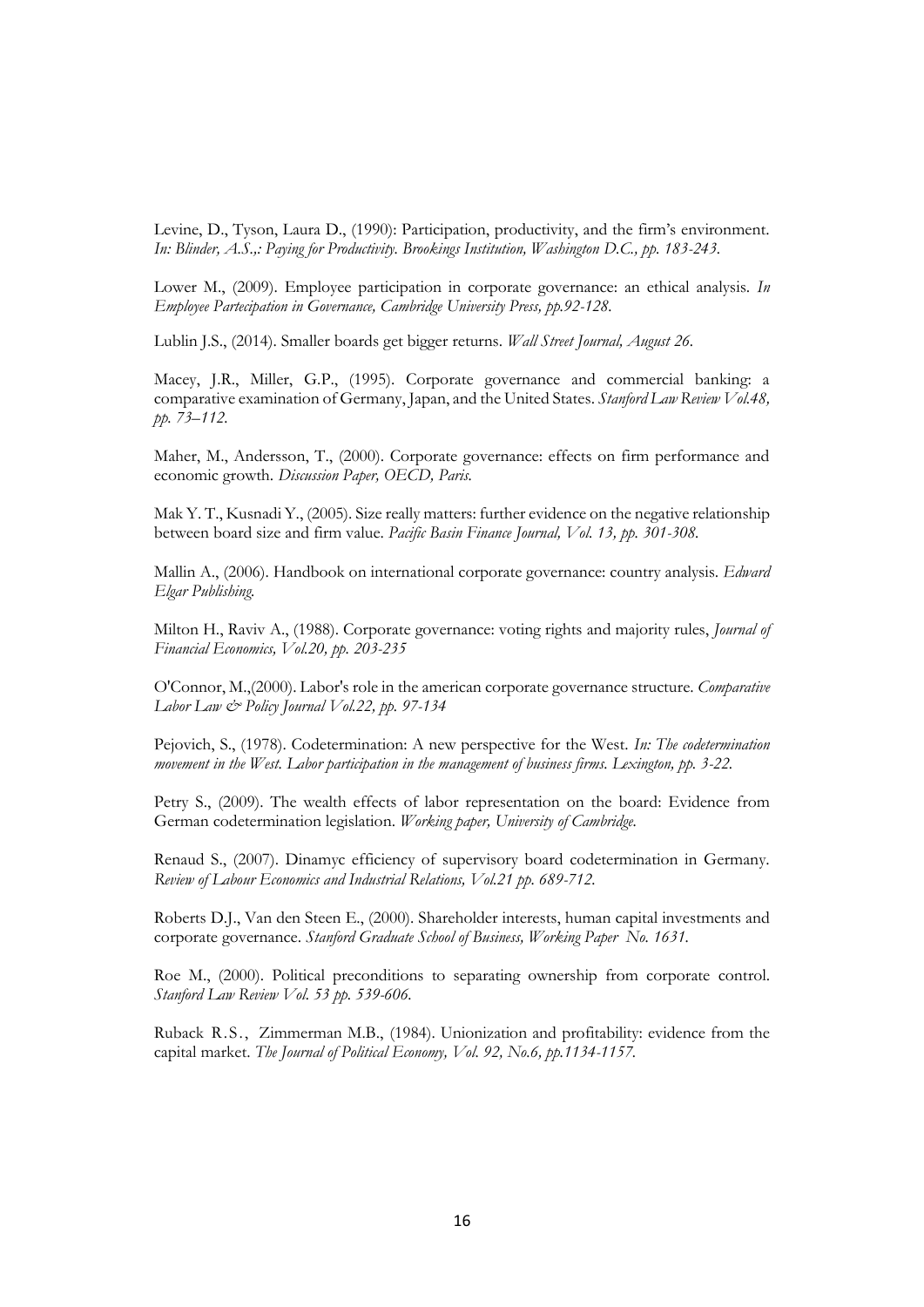Levine, D., Tyson, Laura D., (1990): Participation, productivity, and the firm's environment. *In: Blinder, A.S.,: Paying for Productivity. Brookings Institution, Washington D.C., pp. 183-243.*

Lower M., (2009). Employee participation in corporate governance: an ethical analysis. *In Employee Partecipation in Governance, Cambridge University Press, pp.92-128.*

Lublin J.S., (2014). Smaller boards get bigger returns. *Wall Street Journal, August 26.*

Macey, J.R., Miller, G.P., (1995). Corporate governance and commercial banking: a comparative examination of Germany, Japan, and the United States. *Stanford Law Review Vol.48, pp. 73–112.*

Maher, M., Andersson, T., (2000). Corporate governance: effects on firm performance and economic growth. *Discussion Paper, OECD, Paris.*

Mak Y. T., Kusnadi Y., (2005). Size really matters: further evidence on the negative relationship between board size and firm value. *Pacific Basin Finance Journal, Vol. 13, pp. 301-308.*

Mallin A., (2006). Handbook on international corporate governance: country analysis. *Edward Elgar Publishing.*

Milton H., Raviv A., (1988). Corporate governance: voting rights and majority rules, *Journal of Financial Economics, Vol.20, pp. 203-235*

O'Connor, M.,(2000). Labor's role in the american corporate governance structure. *Comparative Labor Law & Policy Journal Vol.22, pp. 97-134*

Pejovich, S., (1978). Codetermination: A new perspective for the West. *In: The codetermination movement in the West. Labor participation in the management of business firms. Lexington, pp. 3-22.*

Petry S., (2009). The wealth effects of labor representation on the board: Evidence from German codetermination legislation. *Working paper, University of Cambridge.*

Renaud S., (2007). Dinamyc efficiency of supervisory board codetermination in Germany. *Review of Labour Economics and Industrial Relations, Vol.21 pp. 689-712.*

Roberts D.J., Van den Steen E., (2000). Shareholder interests, human capital investments and corporate governance. *Stanford Graduate School of Business, Working Paper No. 1631.*

Roe M., (2000). Political preconditions to separating ownership from corporate control. *Stanford Law Review Vol. 53 pp. 539-606.*

Ruback R.S., Zimmerman M.B., (1984). Unionization and profitability: evidence from the capital market. *The Journal of Political Economy, Vol. 92, No.6, pp.1134-1157.*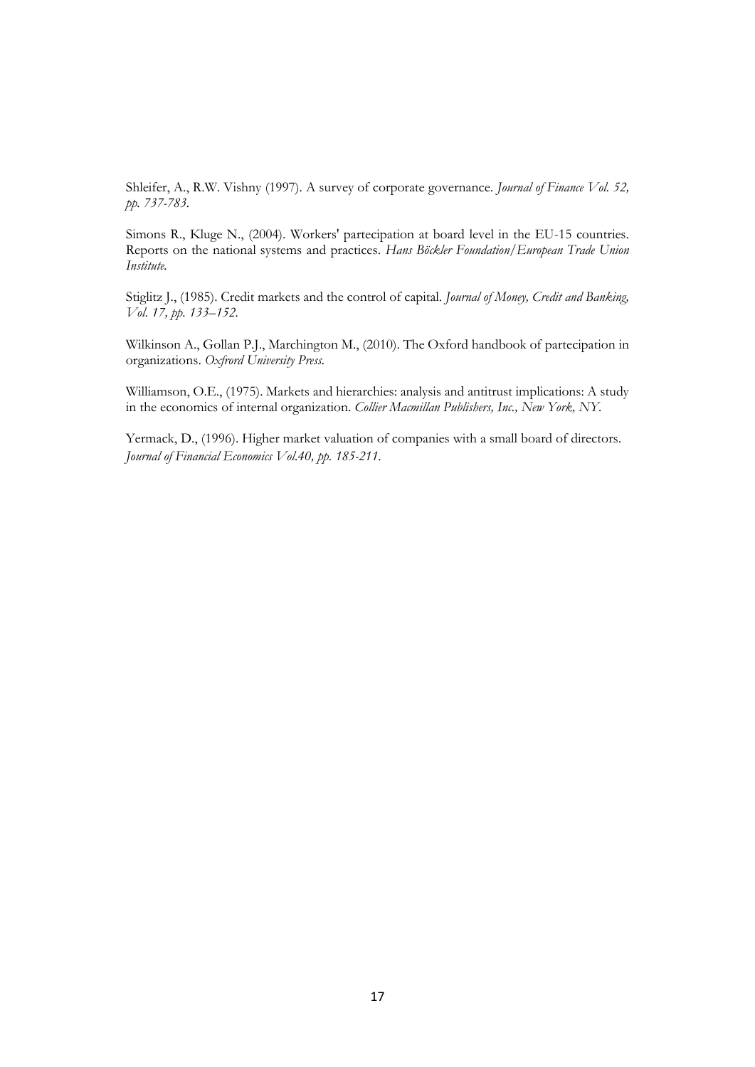Shleifer, A., R.W. Vishny (1997). A survey of corporate governance. *Journal of Finance Vol. 52, pp. 737-783.*

Simons R., Kluge N., (2004). Workers' partecipation at board level in the EU-15 countries. Reports on the national systems and practices. *Hans Böckler Foundation/European Trade Union Institute.*

Stiglitz J., (1985). Credit markets and the control of capital. *Journal of Money, Credit and Banking, Vol. 17, pp. 133–152.*

Wilkinson A., Gollan P.J., Marchington M., (2010). The Oxford handbook of partecipation in organizations. *Oxfrord University Press.*

Williamson, O.E., (1975). Markets and hierarchies: analysis and antitrust implications: A study in the economics of internal organization. *Collier Macmillan Publishers, Inc., New Yor*k*, NY.*

Yermack, D., (1996). Higher market valuation of companies with a small board of directors. *Journal of Financial Economics Vol.40, pp. 185-211.*